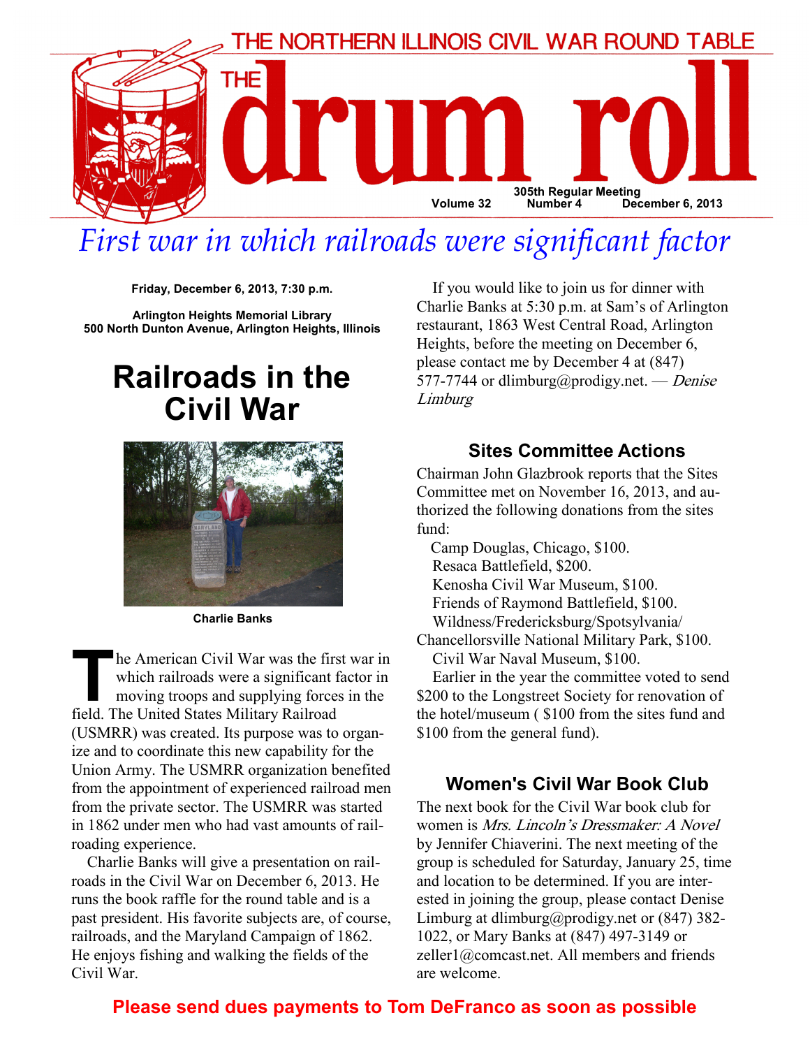# THE NORTHERN ILLINOIS CIVIL WAR ROUND TABLE

# THE drum roll

Volume 32 | 305th Regular Meeting Number 4 | December 6, 2013

## *First war in which railroads were significant factor*

**Friday, December 6, 2013, 7:30 p.m.**

**Arlington Heights Memorial Library**
**500 North Dunton Avenue, Arlington Heights, Illinois**

# Railroads in the Civil War

**Charlie Banks**

The American Civil War was the first war in which railroads were a significant factor in moving troops and supplying forces in the field. The United States Military Railroad (USMRR) was created. Its purpose was to organize and to coordinate this new capability for the Union Army. The USMRR organization benefited from the appointment of experienced railroad men from the private sector. The USMRR was started in 1862 under men who had vast amounts of railroading experience.

Charlie Banks will give a presentation on railroads in the Civil War on December 6, 2013. He runs the book raffle for the round table and is a past president. His favorite subjects are, of course, railroads, and the Maryland Campaign of 1862. He enjoys fishing and walking the fields of the Civil War.

If you would like to join us for dinner with Charlie Banks at 5:30 p.m. at Sam's of Arlington restaurant, 1863 West Central Road, Arlington Heights, before the meeting on December 6, please contact me by December 4 at (847) 577-7744 or dlimburg@prodigy.net. — *Denise Limburg*

## Sites Committee Actions

Chairman John Glazbrook reports that the Sites Committee met on November 16, 2013, and authorized the following donations from the sites fund:

Camp Douglas, Chicago, $100.
Resaca Battlefield, $200.
Kenosha Civil War Museum, $100.
Friends of Raymond Battlefield, $100.
Wildness/Fredericksburg/Spotsylvania/Chancellorsville National Military Park, $100.
Civil War Naval Museum, $100.

Earlier in the year the committee voted to send $200 to the Longstreet Society for renovation of the hotel/museum ( $100 from the sites fund and $100 from the general fund).

## Women's Civil War Book Club

The next book for the Civil War book club for women is *Mrs. Lincoln's Dressmaker: A Novel* by Jennifer Chiaverini. The next meeting of the group is scheduled for Saturday, January 25, time and location to be determined. If you are interested in joining the group, please contact Denise Limburg at dlimburg@prodigy.net or (847) 382-1022, or Mary Banks at (847) 497-3149 or zeller1@comcast.net. All members and friends are welcome.

**Please send dues payments to Tom DeFranco as soon as possible**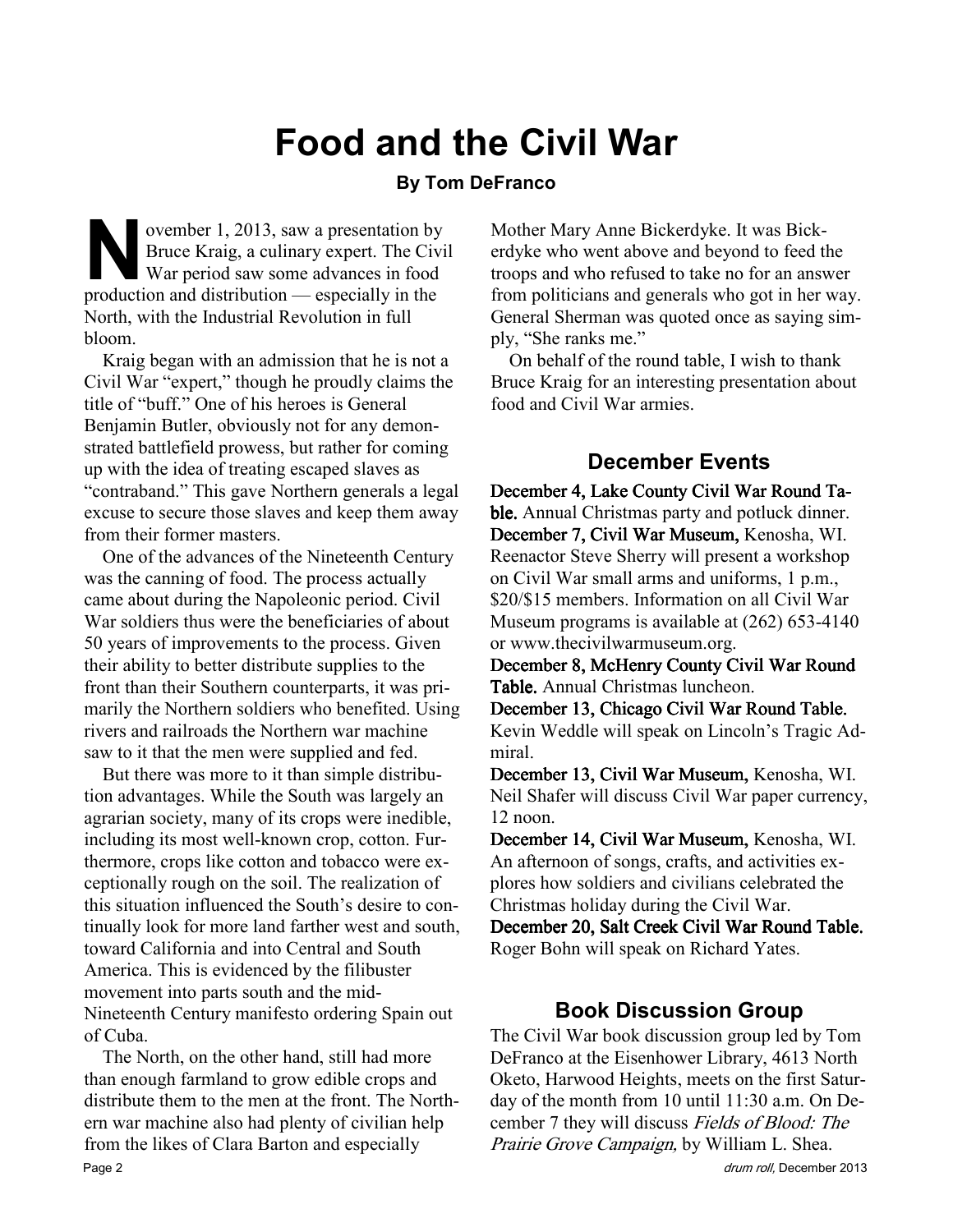# Food and the Civil War

**By Tom DeFranco**

November 1, 2013, saw a presentation by Bruce Kraig, a culinary expert. The Civil War period saw some advances in food production and distribution — especially in the North, with the Industrial Revolution in full bloom.

Kraig began with an admission that he is not a Civil War "expert," though he proudly claims the title of "buff." One of his heroes is General Benjamin Butler, obviously not for any demonstrated battlefield prowess, but rather for coming up with the idea of treating escaped slaves as "contraband." This gave Northern generals a legal excuse to secure those slaves and keep them away from their former masters.

One of the advances of the Nineteenth Century was the canning of food. The process actually came about during the Napoleonic period. Civil War soldiers thus were the beneficiaries of about 50 years of improvements to the process. Given their ability to better distribute supplies to the front than their Southern counterparts, it was primarily the Northern soldiers who benefited. Using rivers and railroads the Northern war machine saw to it that the men were supplied and fed.

But there was more to it than simple distribution advantages. While the South was largely an agrarian society, many of its crops were inedible, including its most well-known crop, cotton. Furthermore, crops like cotton and tobacco were exceptionally rough on the soil. The realization of this situation influenced the South's desire to continually look for more land farther west and south, toward California and into Central and South America. This is evidenced by the filibuster movement into parts south and the mid-Nineteenth Century manifesto ordering Spain out of Cuba.

The North, on the other hand, still had more than enough farmland to grow edible crops and distribute them to the men at the front. The Northern war machine also had plenty of civilian help from the likes of Clara Barton and especially Mother Mary Anne Bickerdyke. It was Bickerdyke who went above and beyond to feed the troops and who refused to take no for an answer from politicians and generals who got in her way. General Sherman was quoted once as saying simply, "She ranks me."

On behalf of the round table, I wish to thank Bruce Kraig for an interesting presentation about food and Civil War armies.

## December Events

**December 4, Lake County Civil War Round Table.** Annual Christmas party and potluck dinner.

**December 7, Civil War Museum,** Kenosha, WI. Reenactor Steve Sherry will present a workshop on Civil War small arms and uniforms, 1 p.m., $20/$15 members. Information on all Civil War Museum programs is available at (262) 653-4140 or www.thecivilwarmuseum.org.

**December 8, McHenry County Civil War Round Table.** Annual Christmas luncheon.

**December 13, Chicago Civil War Round Table.** Kevin Weddle will speak on Lincoln's Tragic Admiral.

**December 13, Civil War Museum,** Kenosha, WI. Neil Shafer will discuss Civil War paper currency, 12 noon.

**December 14, Civil War Museum,** Kenosha, WI. An afternoon of songs, crafts, and activities explores how soldiers and civilians celebrated the Christmas holiday during the Civil War.

**December 20, Salt Creek Civil War Round Table.** Roger Bohn will speak on Richard Yates.

## Book Discussion Group

The Civil War book discussion group led by Tom DeFranco at the Eisenhower Library, 4613 North Oketo, Harwood Heights, meets on the first Saturday of the month from 10 until 11:30 a.m. On December 7 they will discuss *Fields of Blood: The Prairie Grove Campaign,* by William L. Shea.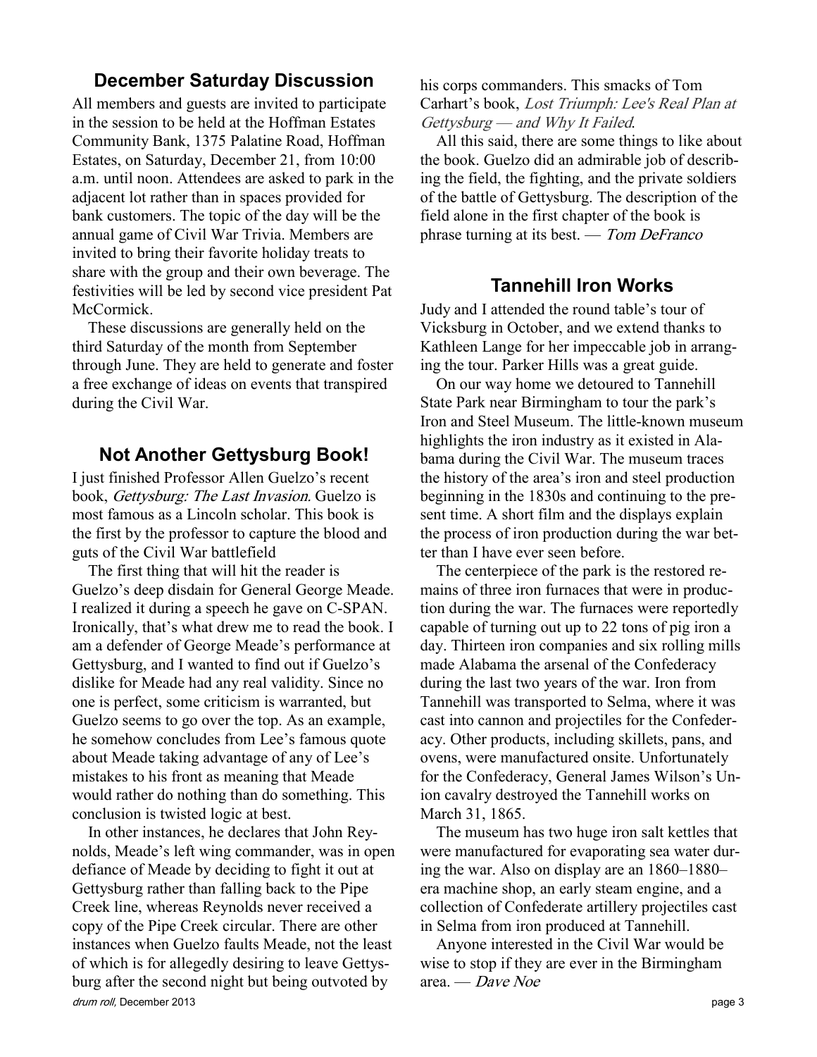## December Saturday Discussion

All members and guests are invited to participate in the session to be held at the Hoffman Estates Community Bank, 1375 Palatine Road, Hoffman Estates, on Saturday, December 21, from 10:00 a.m. until noon. Attendees are asked to park in the adjacent lot rather than in spaces provided for bank customers. The topic of the day will be the annual game of Civil War Trivia. Members are invited to bring their favorite holiday treats to share with the group and their own beverage. The festivities will be led by second vice president Pat McCormick.

These discussions are generally held on the third Saturday of the month from September through June. They are held to generate and foster a free exchange of ideas on events that transpired during the Civil War.

## Not Another Gettysburg Book!

I just finished Professor Allen Guelzo's recent book, *Gettysburg: The Last Invasion*. Guelzo is most famous as a Lincoln scholar. This book is the first by the professor to capture the blood and guts of the Civil War battlefield

The first thing that will hit the reader is Guelzo's deep disdain for General George Meade. I realized it during a speech he gave on C-SPAN. Ironically, that's what drew me to read the book. I am a defender of George Meade's performance at Gettysburg, and I wanted to find out if Guelzo's dislike for Meade had any real validity. Since no one is perfect, some criticism is warranted, but Guelzo seems to go over the top. As an example, he somehow concludes from Lee's famous quote about Meade taking advantage of any of Lee's mistakes to his front as meaning that Meade would rather do nothing than do something. This conclusion is twisted logic at best.

In other instances, he declares that John Reynolds, Meade's left wing commander, was in open defiance of Meade by deciding to fight it out at Gettysburg rather than falling back to the Pipe Creek line, whereas Reynolds never received a copy of the Pipe Creek circular. There are other instances when Guelzo faults Meade, not the least of which is for allegedly desiring to leave Gettysburg after the second night but being outvoted by his corps commanders. This smacks of Tom Carhart's book, *Lost Triumph: Lee's Real Plan at Gettysburg — and Why It Failed*.

All this said, there are some things to like about the book. Guelzo did an admirable job of describing the field, the fighting, and the private soldiers of the battle of Gettysburg. The description of the field alone in the first chapter of the book is phrase turning at its best. — *Tom DeFranco*

## Tannehill Iron Works

Judy and I attended the round table's tour of Vicksburg in October, and we extend thanks to Kathleen Lange for her impeccable job in arranging the tour. Parker Hills was a great guide.

On our way home we detoured to Tannehill State Park near Birmingham to tour the park's Iron and Steel Museum. The little-known museum highlights the iron industry as it existed in Alabama during the Civil War. The museum traces the history of the area's iron and steel production beginning in the 1830s and continuing to the present time. A short film and the displays explain the process of iron production during the war better than I have ever seen before.

The centerpiece of the park is the restored remains of three iron furnaces that were in production during the war. The furnaces were reportedly capable of turning out up to 22 tons of pig iron a day. Thirteen iron companies and six rolling mills made Alabama the arsenal of the Confederacy during the last two years of the war. Iron from Tannehill was transported to Selma, where it was cast into cannon and projectiles for the Confederacy. Other products, including skillets, pans, and ovens, were manufactured onsite. Unfortunately for the Confederacy, General James Wilson's Union cavalry destroyed the Tannehill works on March 31, 1865.

The museum has two huge iron salt kettles that were manufactured for evaporating sea water during the war. Also on display are an 1860–1880–era machine shop, an early steam engine, and a collection of Confederate artillery projectiles cast in Selma from iron produced at Tannehill.

Anyone interested in the Civil War would be wise to stop if they are ever in the Birmingham area. — *Dave Noe*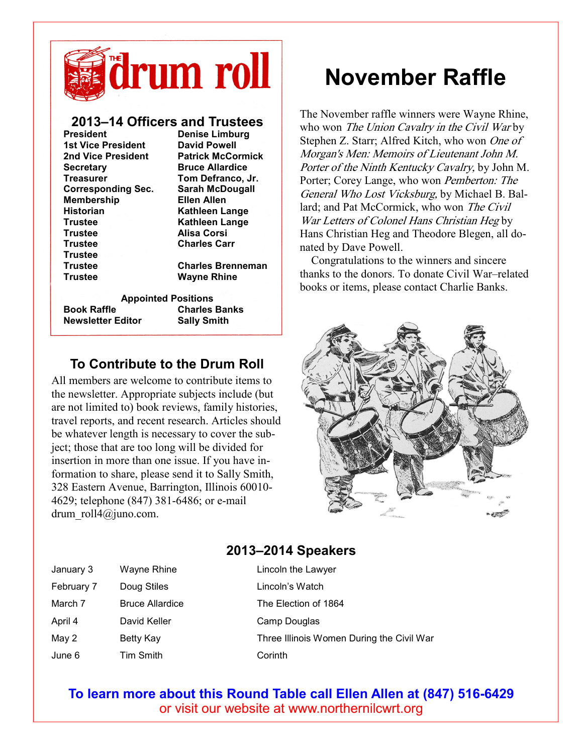# THE drum roll

## 2013–14 Officers and Trustees

| | |
|---|---|
| **President** | **Denise Limburg** |
| **1st Vice President** | **David Powell** |
| **2nd Vice President** | **Patrick McCormick** |
| **Secretary** | **Bruce Allardice** |
| **Treasurer** | **Tom Defranco, Jr.** |
| **Corresponding Sec.** | **Sarah McDougall** |
| **Membership** | **Ellen Allen** |
| **Historian** | **Kathleen Lange** |
| **Trustee** | **Kathleen Lange** |
| **Trustee** | **Alisa Corsi** |
| **Trustee** | **Charles Carr** |
| **Trustee** | |
| **Trustee** | **Charles Brenneman** |
| **Trustee** | **Wayne Rhine** |

**Appointed Positions**

| | |
|---|---|
| **Book Raffle** | **Charles Banks** |
| **Newsletter Editor** | **Sally Smith** |

## To Contribute to the Drum Roll

All members are welcome to contribute items to the newsletter. Appropriate subjects include (but are not limited to) book reviews, family histories, travel reports, and recent research. Articles should be whatever length is necessary to cover the subject; those that are too long will be divided for insertion in more than one issue. If you have information to share, please send it to Sally Smith, 328 Eastern Avenue, Barrington, Illinois 60010-4629; telephone (847) 381-6486; or e-mail drum_roll4@juno.com.

# November Raffle

The November raffle winners were Wayne Rhine, who won *The Union Cavalry in the Civil War* by Stephen Z. Starr; Alfred Kitch, who won *One of Morgan's Men: Memoirs of Lieutenant John M. Porter of the Ninth Kentucky Cavalry,* by John M. Porter; Corey Lange, who won *Pemberton: The General Who Lost Vicksburg,* by Michael B. Ballard; and Pat McCormick, who won *The Civil War Letters of Colonel Hans Christian Heg* by Hans Christian Heg and Theodore Blegen, all donated by Dave Powell.

Congratulations to the winners and sincere thanks to the donors. To donate Civil War–related books or items, please contact Charlie Banks.

## 2013–2014 Speakers

| | | |
|---|---|---|
| January 3 | Wayne Rhine | Lincoln the Lawyer |
| February 7 | Doug Stiles | Lincoln's Watch |
| March 7 | Bruce Allardice | The Election of 1864 |
| April 4 | David Keller | Camp Douglas |
| May 2 | Betty Kay | Three Illinois Women During the Civil War |
| June 6 | Tim Smith | Corinth |

**To learn more about this Round Table call Ellen Allen at (847) 516-6429**
or visit our website at www.northernilcwrt.org